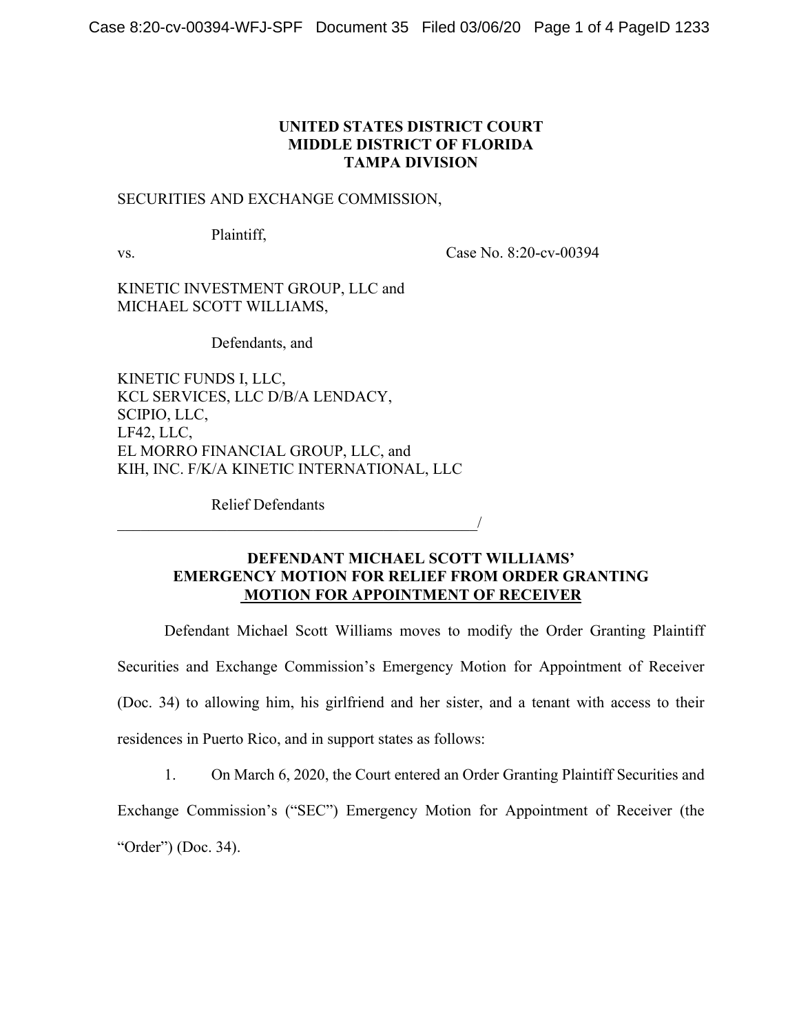**UNITED STATES DISTRICT COURT**
**MIDDLE DISTRICT OF FLORIDA**
**TAMPA DIVISION**

SECURITIES AND EXCHANGE COMMISSION,

Plaintiff,

vs. Case No. 8:20-cv-00394

KINETIC INVESTMENT GROUP, LLC and
MICHAEL SCOTT WILLIAMS,

Defendants, and

KINETIC FUNDS I, LLC,
KCL SERVICES, LLC D/B/A LENDACY,
SCIPIO, LLC,
LF42, LLC,
EL MORRO FINANCIAL GROUP, LLC, and
KIH, INC. F/K/A KINETIC INTERNATIONAL, LLC

Relief Defendants
_______________________________________________/

## DEFENDANT MICHAEL SCOTT WILLIAMS' EMERGENCY MOTION FOR RELIEF FROM ORDER GRANTING MOTION FOR APPOINTMENT OF RECEIVER

Defendant Michael Scott Williams moves to modify the Order Granting Plaintiff Securities and Exchange Commission's Emergency Motion for Appointment of Receiver (Doc. 34) to allowing him, his girlfriend and her sister, and a tenant with access to their residences in Puerto Rico, and in support states as follows:

1. On March 6, 2020, the Court entered an Order Granting Plaintiff Securities and Exchange Commission's ("SEC") Emergency Motion for Appointment of Receiver (the "Order") (Doc. 34).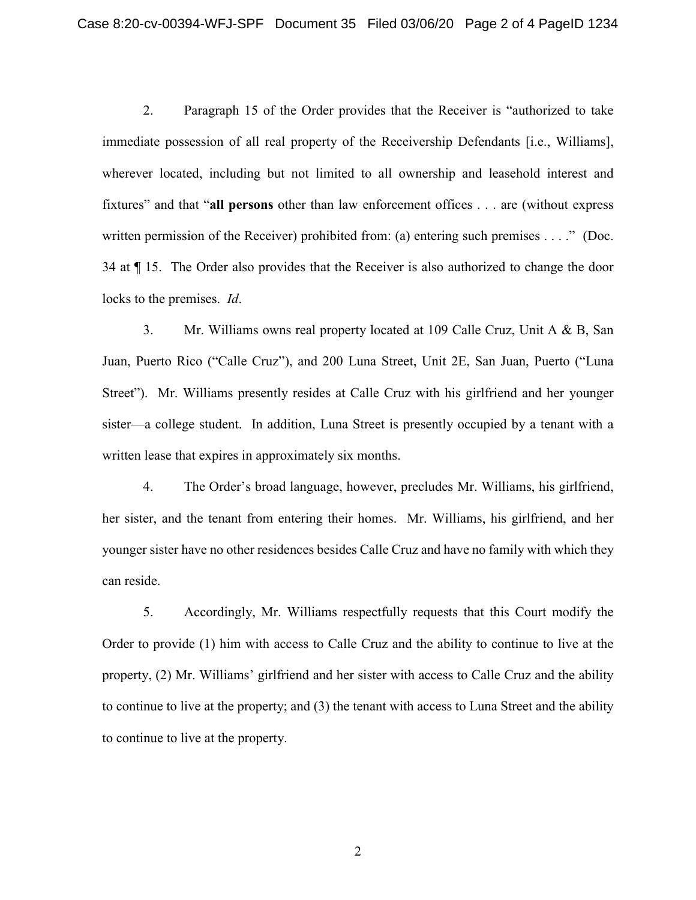2. Paragraph 15 of the Order provides that the Receiver is "authorized to take immediate possession of all real property of the Receivership Defendants [i.e., Williams], wherever located, including but not limited to all ownership and leasehold interest and fixtures" and that "**all persons** other than law enforcement offices . . . are (without express written permission of the Receiver) prohibited from: (a) entering such premises . . . ." (Doc. 34 at ¶ 15. The Order also provides that the Receiver is also authorized to change the door locks to the premises. *Id*.

3. Mr. Williams owns real property located at 109 Calle Cruz, Unit A & B, San Juan, Puerto Rico ("Calle Cruz"), and 200 Luna Street, Unit 2E, San Juan, Puerto ("Luna Street"). Mr. Williams presently resides at Calle Cruz with his girlfriend and her younger sister—a college student. In addition, Luna Street is presently occupied by a tenant with a written lease that expires in approximately six months.

4. The Order's broad language, however, precludes Mr. Williams, his girlfriend, her sister, and the tenant from entering their homes. Mr. Williams, his girlfriend, and her younger sister have no other residences besides Calle Cruz and have no family with which they can reside.

5. Accordingly, Mr. Williams respectfully requests that this Court modify the Order to provide (1) him with access to Calle Cruz and the ability to continue to live at the property, (2) Mr. Williams' girlfriend and her sister with access to Calle Cruz and the ability to continue to live at the property; and (3) the tenant with access to Luna Street and the ability to continue to live at the property.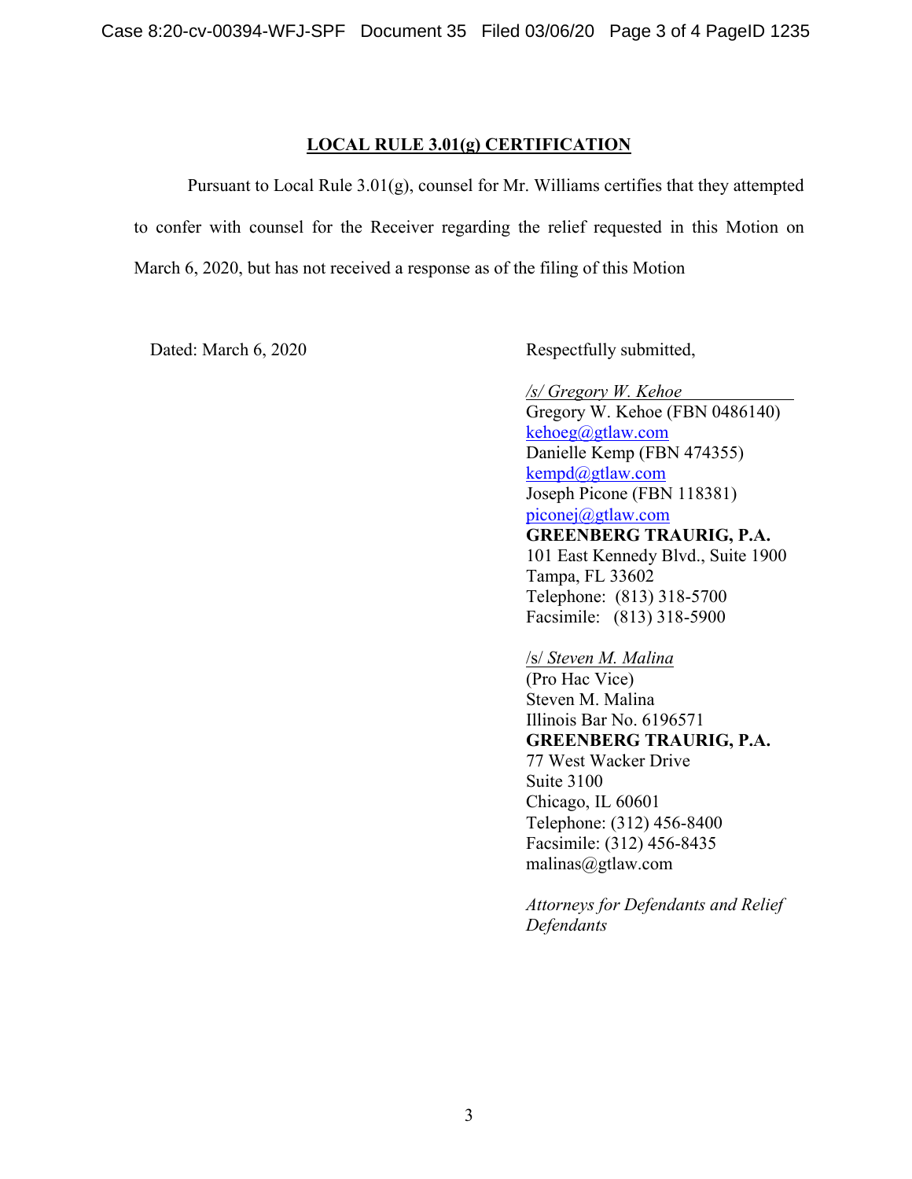## LOCAL RULE 3.01(g) CERTIFICATION

Pursuant to Local Rule 3.01(g), counsel for Mr. Williams certifies that they attempted to confer with counsel for the Receiver regarding the relief requested in this Motion on March 6, 2020, but has not received a response as of the filing of this Motion

Dated: March 6, 2020

Respectfully submitted,

*/s/ Gregory W. Kehoe*
Gregory W. Kehoe (FBN 0486140)
kehoeg@gtlaw.com
Danielle Kemp (FBN 474355)
kempd@gtlaw.com
Joseph Picone (FBN 118381)
piconej@gtlaw.com
**GREENBERG TRAURIG, P.A.**
101 East Kennedy Blvd., Suite 1900
Tampa, FL 33602
Telephone: (813) 318-5700
Facsimile: (813) 318-5900

/s/ *Steven M. Malina*
(Pro Hac Vice)
Steven M. Malina
Illinois Bar No. 6196571
**GREENBERG TRAURIG, P.A.**
77 West Wacker Drive
Suite 3100
Chicago, IL 60601
Telephone: (312) 456-8400
Facsimile: (312) 456-8435
malinas@gtlaw.com

*Attorneys for Defendants and Relief Defendants*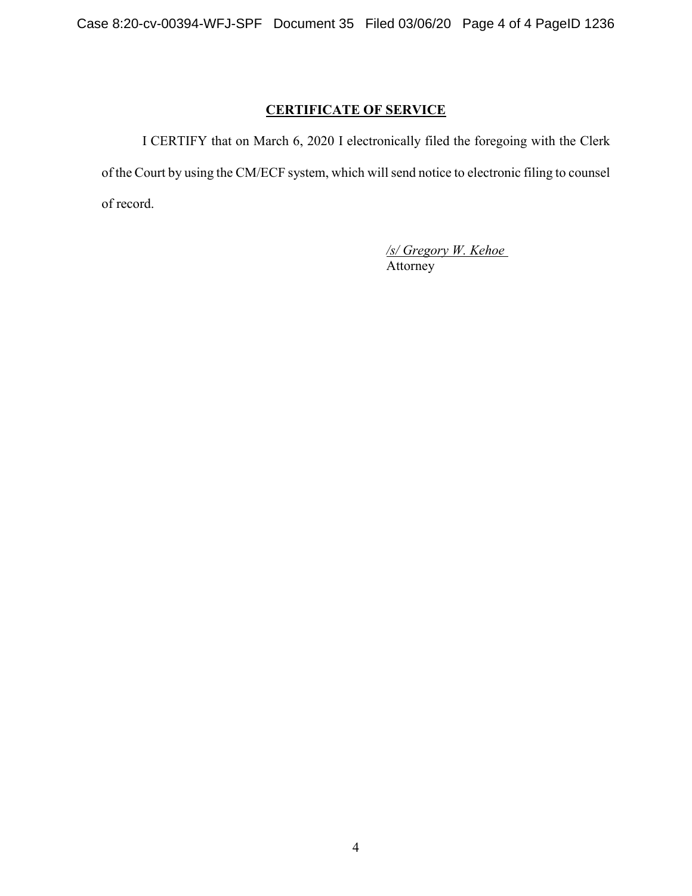## CERTIFICATE OF SERVICE

I CERTIFY that on March 6, 2020 I electronically filed the foregoing with the Clerk of the Court by using the CM/ECF system, which will send notice to electronic filing to counsel of record.

*/s/ Gregory W. Kehoe*
Attorney